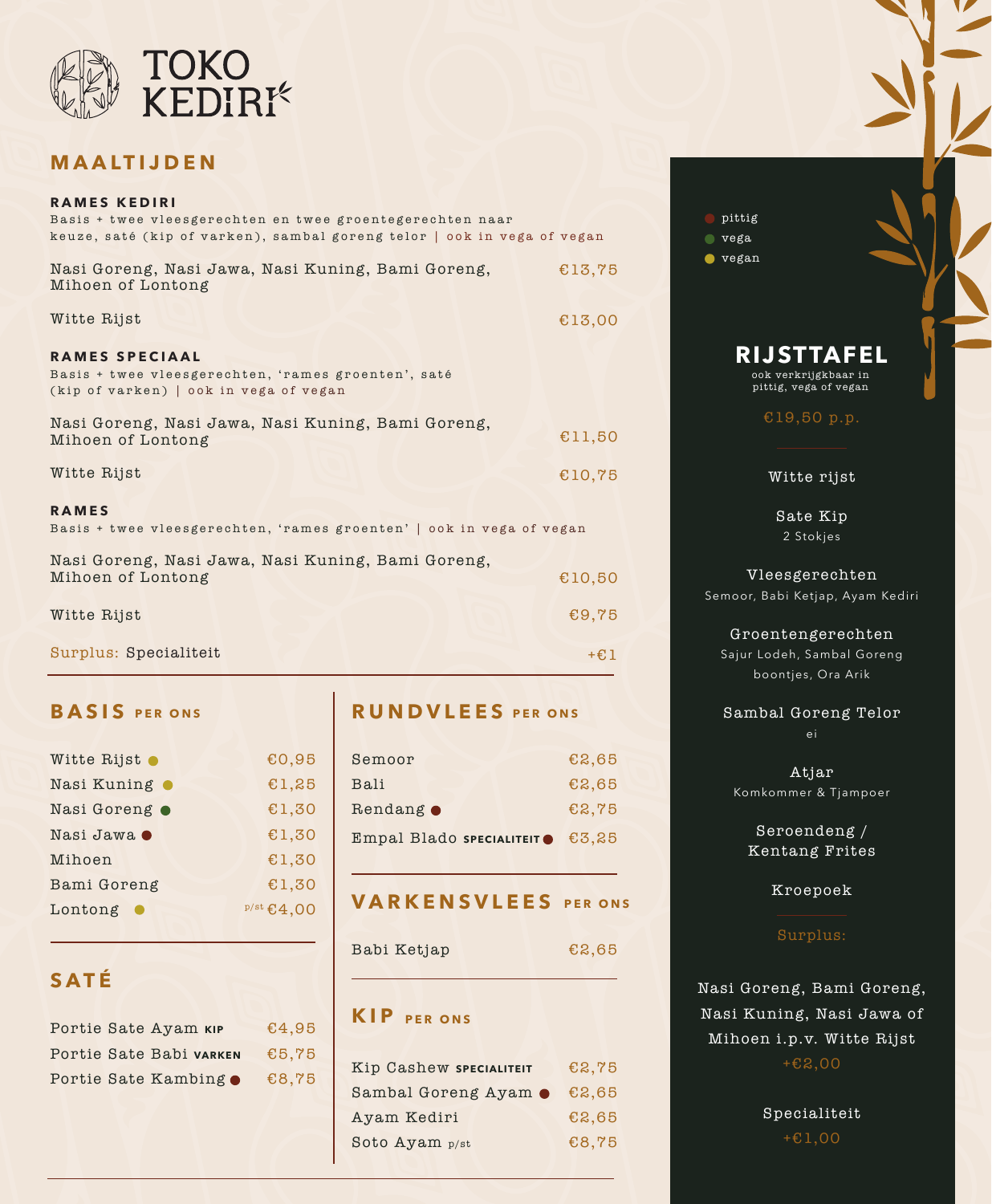# TOKO KEDIRI

## MAALTIJDEN

### RAMES KEDIRI

Basis + twee vleesgerechten en twee groentegerechten naar keuze, saté (kip of varken), sambal goreng telor | ook in vega of vegan

| | |
|---|---|
| Nasi Goreng, Nasi Jawa, Nasi Kuning, Bami Goreng, Mihoen of Lontong | €13,75 |
| Witte Rijst | €13,00 |

### RAMES SPECIAAL

Basis + twee vleesgerechten, 'rames groenten', saté (kip of varken) | ook in vega of vegan

| | |
|---|---|
| Nasi Goreng, Nasi Jawa, Nasi Kuning, Bami Goreng, Mihoen of Lontong | €11,50 |
| Witte Rijst | €10,75 |

### RAMES

Basis + twee vleesgerechten, 'rames groenten' | ook in vega of vegan

| | |
|---|---|
| Nasi Goreng, Nasi Jawa, Nasi Kuning, Bami Goreng, Mihoen of Lontong | €10,50 |
| Witte Rijst | €9,75 |

Surplus: Specialiteit +€1

## BASIS PER ONS

| | |
|---|---|
| Witte Rijst ● (vegan) | €0,95 |
| Nasi Kuning ● (vegan) | €1,25 |
| Nasi Goreng ● (vega) | €1,30 |
| Nasi Jawa ● (pittig) | €1,30 |
| Mihoen | €1,30 |
| Bami Goreng | €1,30 |
| Lontong ● (vegan) | p/st €4,00 |

## SATÉ

| | |
|---|---|
| Portie Sate Ayam **KIP** | €4,95 |
| Portie Sate Babi **VARKEN** | €5,75 |
| Portie Sate Kambing ● (pittig) | €8,75 |

## RUNDVLEES PER ONS

| | |
|---|---|
| Semoor | €2,65 |
| Bali | €2,65 |
| Rendang ● (pittig) | €2,75 |
| Empal Blado **SPECIALITEIT** ● (pittig) | €3,25 |

## VARKENSVLEES PER ONS

| | |
|---|---|
| Babi Ketjap | €2,65 |

## KIP PER ONS

| | |
|---|---|
| Kip Cashew **SPECIALITEIT** | €2,75 |
| Sambal Goreng Ayam ● (pittig) | €2,65 |
| Ayam Kediri | €2,65 |
| Soto Ayam p/st | €8,75 |

● pittig
● vega
● vegan

## RIJSTTAFEL

ook verkrijgkbaar in pittig, vega of vegan

€19,50 p.p.

Witte rijst

Sate Kip
2 Stokjes

Vleesgerechten
Semoor, Babi Ketjap, Ayam Kediri

Groentengerechten
Sajur Lodeh, Sambal Goreng boontjes, Ora Arik

Sambal Goreng Telor
ei

Atjar
Komkommer & Tjampoer

Seroendeng / Kentang Frites

Kroepoek

Surplus:

Nasi Goreng, Bami Goreng, Nasi Kuning, Nasi Jawa of Mihoen i.p.v. Witte Rijst
+€2,00

Specialiteit
+€1,00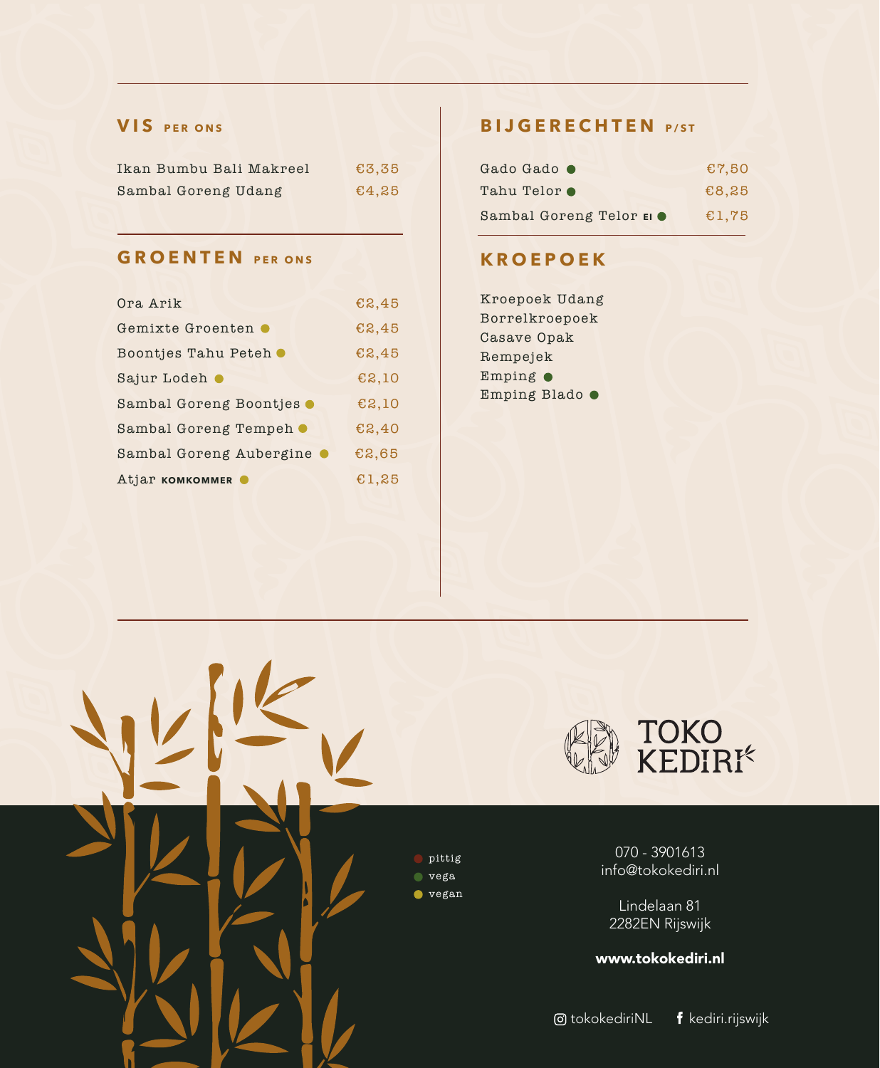## VIS per ons

| Gerecht | Prijs |
| --- | --- |
| Ikan Bumbu Bali Makreel | €3,35 |
| Sambal Goreng Udang | €4,25 |

## GROENTEN per ons

| Gerecht | Prijs |
| --- | --- |
| Ora Arik | €2,45 |
| Gemixte Groenten ● | €2,45 |
| Boontjes Tahu Peteh ● | €2,45 |
| Sajur Lodeh ● | €2,10 |
| Sambal Goreng Boontjes ● | €2,10 |
| Sambal Goreng Tempeh ● | €2,40 |
| Sambal Goreng Aubergine ● | €2,65 |
| Atjar **KOMKOMMER** ● | €1,25 |

## BIJGERECHTEN p/st

| Gerecht | Prijs |
| --- | --- |
| Gado Gado ● | €7,50 |
| Tahu Telor ● | €8,25 |
| Sambal Goreng Telor **EI** ● | €1,75 |

## KROEPOEK

- Kroepoek Udang
- Borrelkroepoek
- Casave Opak
- Rempejek
- Emping ●
- Emping Blado ●

TOKO KEDIRI

- ● pittig
- ● vega
- ● vegan

070 - 3901613
info@tokokediri.nl

Lindelaan 81
2282EN Rijswijk

**www.tokokediri.nl**

tokokediriNL    kediri.rijswijk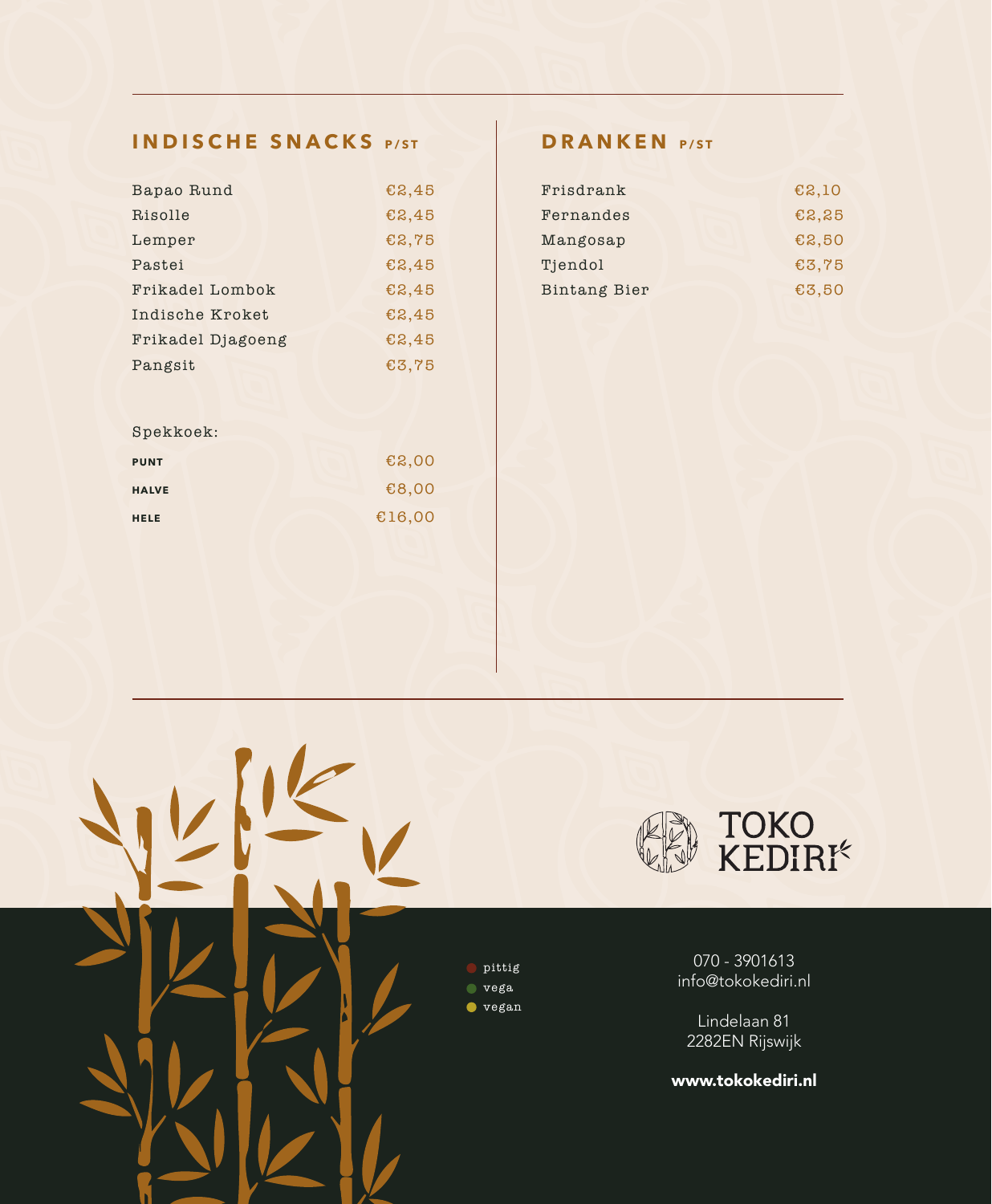## INDISCHE SNACKS P/ST

| | |
|---|---|
| Bapao Rund | €2,45 |
| Risolle | €2,45 |
| Lemper | €2,75 |
| Pastei | €2,45 |
| Frikadel Lombok | €2,45 |
| Indische Kroket | €2,45 |
| Frikadel Djagoeng | €2,45 |
| Pangsit | €3,75 |

Spekkoek:

| | |
|---|---|
| PUNT | €2,00 |
| HALVE | €8,00 |
| HELE | €16,00 |

## DRANKEN P/ST

| | |
|---|---|
| Frisdrank | €2,10 |
| Fernandes | €2,25 |
| Mangosap | €2,50 |
| Tjendol | €3,75 |
| Bintang Bier | €3,50 |

TOKO KEDIRI

- pittig
- vega
- vegan

070 - 3901613
info@tokokediri.nl

Lindelaan 81
2282EN Rijswijk

**www.tokokediri.nl**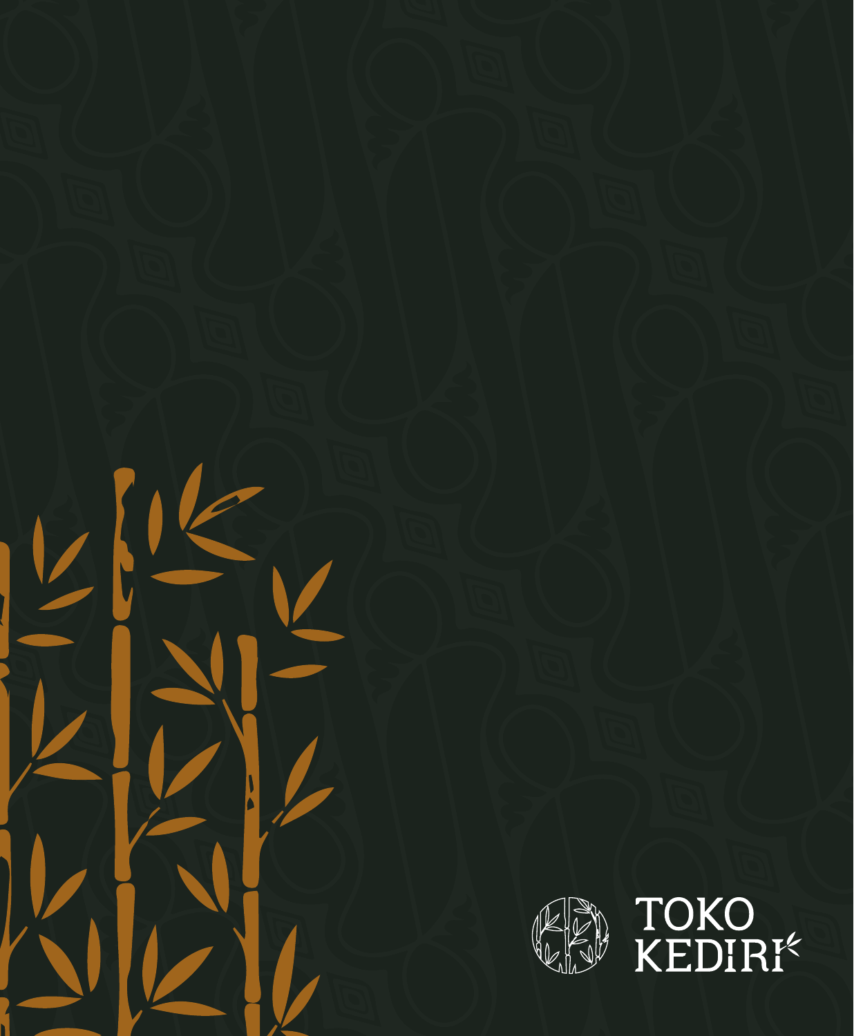TOKO KEDIRI